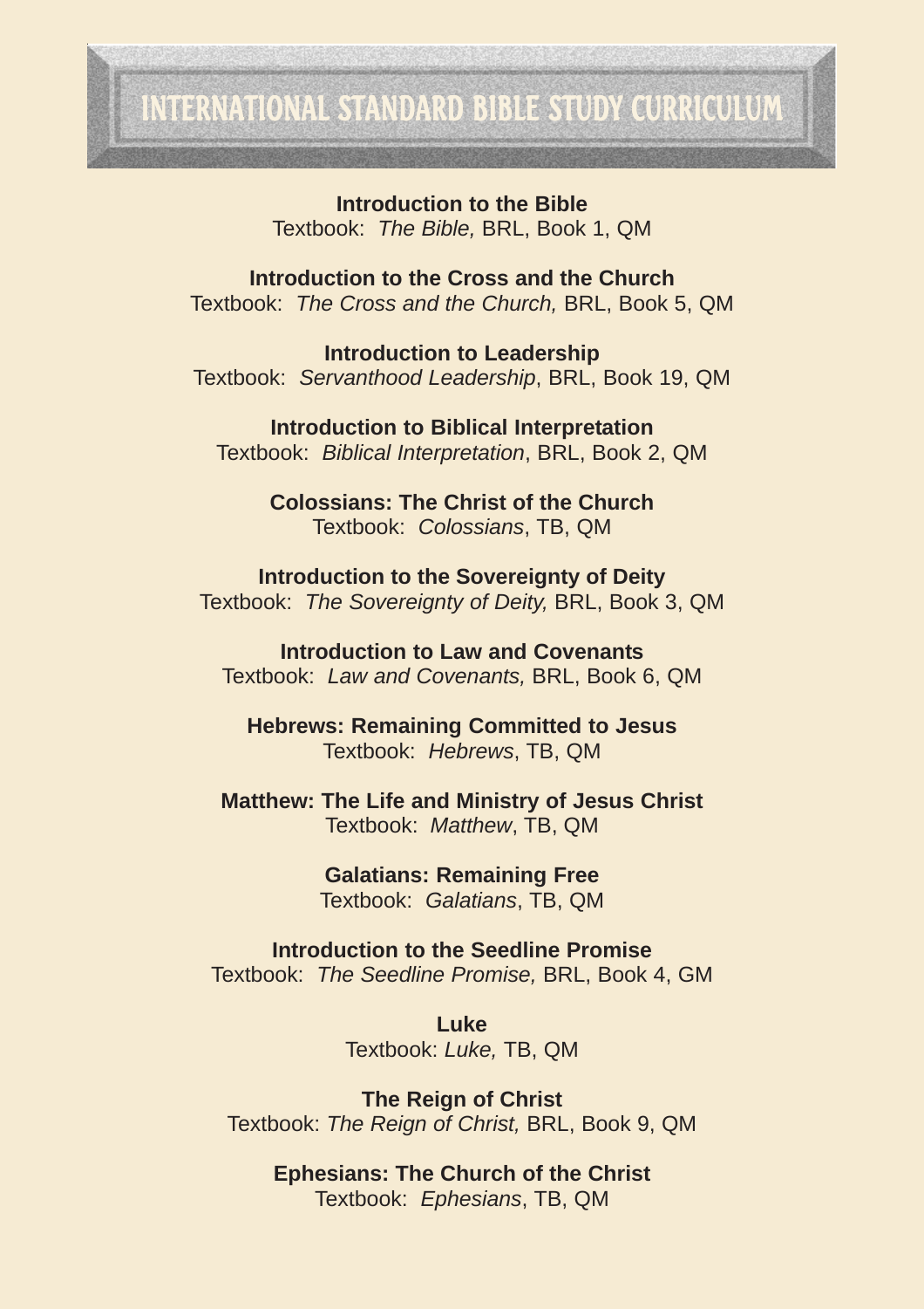# INTERNATIONAL STANDARD BIBLE STUDY CURRICULUM

**Introduction to the Bible**
Textbook: *The Bible,* BRL, Book 1, QM

**Introduction to the Cross and the Church**
Textbook: *The Cross and the Church,* BRL, Book 5, QM

**Introduction to Leadership**
Textbook: *Servanthood Leadership*, BRL, Book 19, QM

**Introduction to Biblical Interpretation**
Textbook: *Biblical Interpretation*, BRL, Book 2, QM

**Colossians: The Christ of the Church**
Textbook: *Colossians*, TB, QM

**Introduction to the Sovereignty of Deity**
Textbook: *The Sovereignty of Deity,* BRL, Book 3, QM

**Introduction to Law and Covenants**
Textbook: *Law and Covenants,* BRL, Book 6, QM

**Hebrews: Remaining Committed to Jesus**
Textbook: *Hebrews*, TB, QM

**Matthew: The Life and Ministry of Jesus Christ**
Textbook: *Matthew*, TB, QM

**Galatians: Remaining Free**
Textbook: *Galatians*, TB, QM

**Introduction to the Seedline Promise**
Textbook: *The Seedline Promise,* BRL, Book 4, GM

**Luke**
Textbook: *Luke,* TB, QM

**The Reign of Christ**
Textbook: *The Reign of Christ,* BRL, Book 9, QM

**Ephesians: The Church of the Christ**
Textbook: *Ephesians*, TB, QM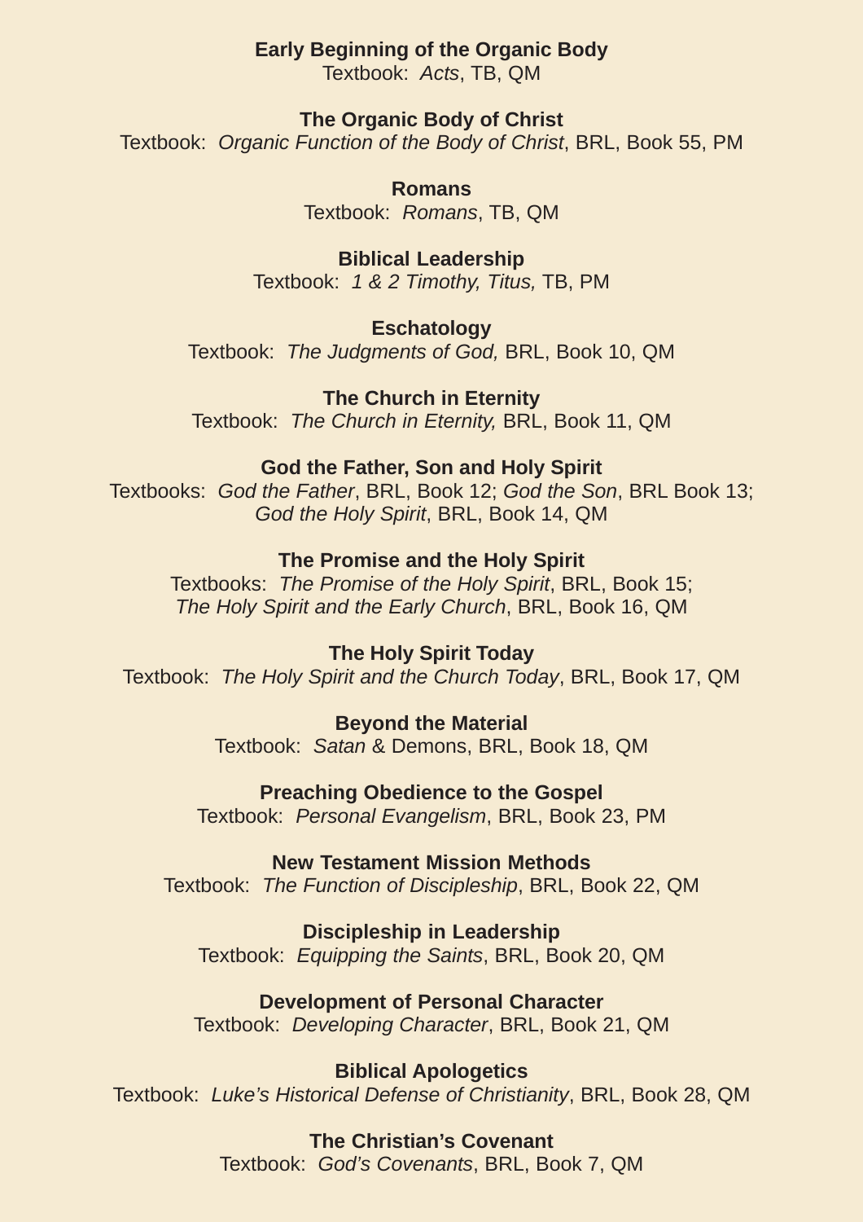**Early Beginning of the Organic Body**
Textbook: *Acts*, TB, QM

**The Organic Body of Christ**
Textbook: *Organic Function of the Body of Christ*, BRL, Book 55, PM

**Romans**
Textbook: *Romans*, TB, QM

**Biblical Leadership**
Textbook: *1 & 2 Timothy, Titus,* TB, PM

**Eschatology**
Textbook: *The Judgments of God,* BRL, Book 10, QM

**The Church in Eternity**
Textbook: *The Church in Eternity,* BRL, Book 11, QM

**God the Father, Son and Holy Spirit**
Textbooks: *God the Father*, BRL, Book 12; *God the Son*, BRL Book 13; *God the Holy Spirit*, BRL, Book 14, QM

**The Promise and the Holy Spirit**
Textbooks: *The Promise of the Holy Spirit*, BRL, Book 15; *The Holy Spirit and the Early Church*, BRL, Book 16, QM

**The Holy Spirit Today**
Textbook: *The Holy Spirit and the Church Today*, BRL, Book 17, QM

**Beyond the Material**
Textbook: *Satan* & Demons, BRL, Book 18, QM

**Preaching Obedience to the Gospel**
Textbook: *Personal Evangelism*, BRL, Book 23, PM

**New Testament Mission Methods**
Textbook: *The Function of Discipleship*, BRL, Book 22, QM

**Discipleship in Leadership**
Textbook: *Equipping the Saints*, BRL, Book 20, QM

**Development of Personal Character**
Textbook: *Developing Character*, BRL, Book 21, QM

**Biblical Apologetics**
Textbook: *Luke's Historical Defense of Christianity*, BRL, Book 28, QM

**The Christian's Covenant**
Textbook: *God's Covenants*, BRL, Book 7, QM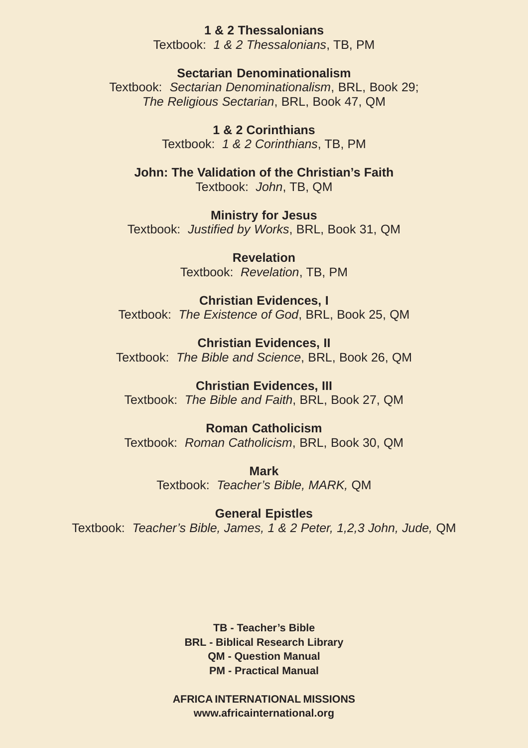**1 & 2 Thessalonians**
Textbook: *1 & 2 Thessalonians*, TB, PM

**Sectarian Denominationalism**
Textbook: *Sectarian Denominationalism*, BRL, Book 29; *The Religious Sectarian*, BRL, Book 47, QM

**1 & 2 Corinthians**
Textbook: *1 & 2 Corinthians*, TB, PM

**John: The Validation of the Christian's Faith**
Textbook: *John*, TB, QM

**Ministry for Jesus**
Textbook: *Justified by Works*, BRL, Book 31, QM

**Revelation**
Textbook: *Revelation*, TB, PM

**Christian Evidences, I**
Textbook: *The Existence of God*, BRL, Book 25, QM

**Christian Evidences, II**
Textbook: *The Bible and Science*, BRL, Book 26, QM

**Christian Evidences, III**
Textbook: *The Bible and Faith*, BRL, Book 27, QM

**Roman Catholicism**
Textbook: *Roman Catholicism*, BRL, Book 30, QM

**Mark**
Textbook: *Teacher's Bible, MARK,* QM

**General Epistles**
Textbook: *Teacher's Bible, James, 1 & 2 Peter, 1,2,3 John, Jude,* QM

**TB - Teacher's Bible**
**BRL - Biblical Research Library**
**QM - Question Manual**
**PM - Practical Manual**

**AFRICA INTERNATIONAL MISSIONS**
**www.africainternational.org**